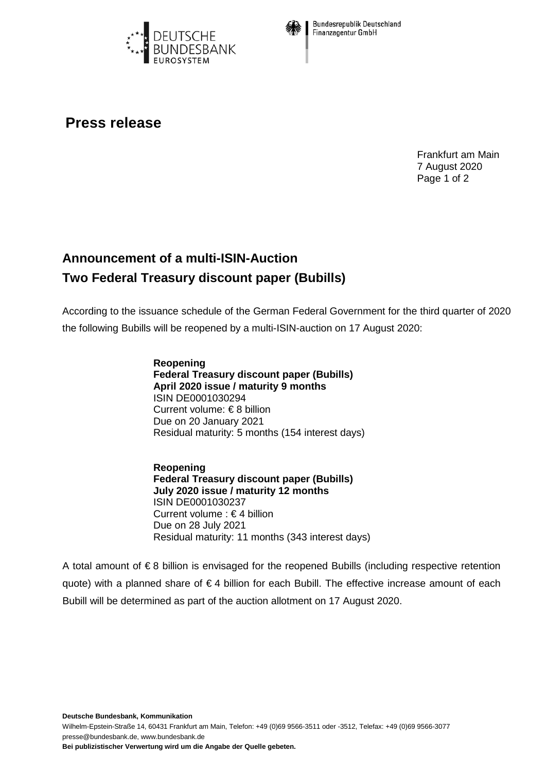# Press release

Frankfurt am Main
7 August 2020

## Announcement of a multi-ISIN-Auction
## Two Federal Treasury discount paper (Bubills)

According to the issuance schedule of the German Federal Government for the third quarter of 2020 the following Bubills will be reopened by a multi-ISIN-auction on 17 August 2020:

**Reopening**
**Federal Treasury discount paper (Bubills)**
**April 2020 issue / maturity 9 months**
ISIN DE0001030294
Current volume: € 8 billion
Due on 20 January 2021
Residual maturity: 5 months (154 interest days)

**Reopening**
**Federal Treasury discount paper (Bubills)**
**July 2020 issue / maturity 12 months**
ISIN DE0001030237
Current volume : € 4 billion
Due on 28 July 2021
Residual maturity: 11 months (343 interest days)

A total amount of € 8 billion is envisaged for the reopened Bubills (including respective retention quote) with a planned share of € 4 billion for each Bubill. The effective increase amount of each Bubill will be determined as part of the auction allotment on 17 August 2020.

**Deutsche Bundesbank, Kommunikation**
Wilhelm-Epstein-Straße 14, 60431 Frankfurt am Main, Telefon: +49 (0)69 9566-3511 oder -3512, Telefax: +49 (0)69 9566-3077
presse@bundesbank.de, www.bundesbank.de
**Bei publizistischer Verwertung wird um die Angabe der Quelle gebeten.**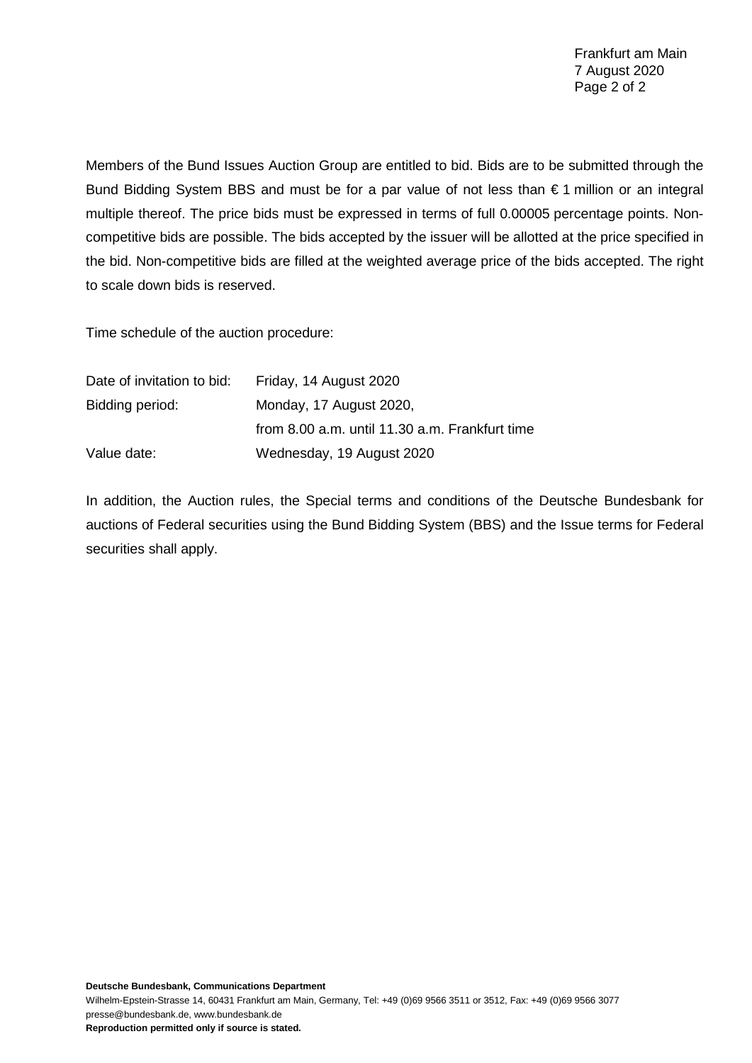Members of the Bund Issues Auction Group are entitled to bid. Bids are to be submitted through the Bund Bidding System BBS and must be for a par value of not less than € 1 million or an integral multiple thereof. The price bids must be expressed in terms of full 0.00005 percentage points. Non-competitive bids are possible. The bids accepted by the issuer will be allotted at the price specified in the bid. Non-competitive bids are filled at the weighted average price of the bids accepted. The right to scale down bids is reserved.

Time schedule of the auction procedure:

| | |
|---|---|
| Date of invitation to bid: | Friday, 14 August 2020 |
| Bidding period: | Monday, 17 August 2020, from 8.00 a.m. until 11.30 a.m. Frankfurt time |
| Value date: | Wednesday, 19 August 2020 |

In addition, the Auction rules, the Special terms and conditions of the Deutsche Bundesbank for auctions of Federal securities using the Bund Bidding System (BBS) and the Issue terms for Federal securities shall apply.

**Deutsche Bundesbank, Communications Department**
Wilhelm-Epstein-Strasse 14, 60431 Frankfurt am Main, Germany, Tel: +49 (0)69 9566 3511 or 3512, Fax: +49 (0)69 9566 3077
presse@bundesbank.de, www.bundesbank.de
**Reproduction permitted only if source is stated.**